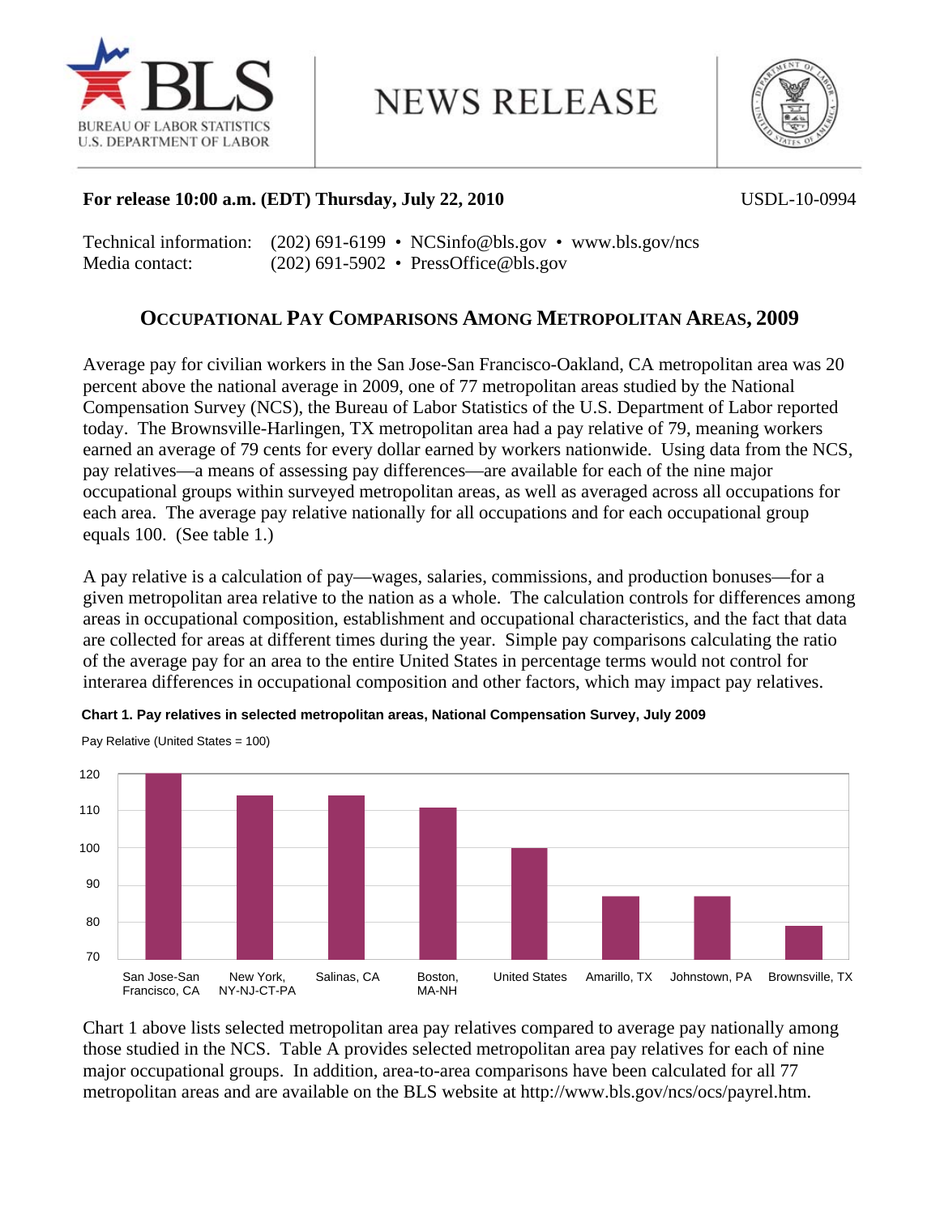**BLS** BUREAU OF LABOR STATISTICS U.S. DEPARTMENT OF LABOR

# NEWS RELEASE

**For release 10:00 a.m. (EDT) Thursday, July 22, 2010** USDL-10-0994

Technical information: (202) 691-6199 • NCSinfo@bls.gov • www.bls.gov/ncs
Media contact: (202) 691-5902 • PressOffice@bls.gov

## OCCUPATIONAL PAY COMPARISONS AMONG METROPOLITAN AREAS, 2009

Average pay for civilian workers in the San Jose-San Francisco-Oakland, CA metropolitan area was 20 percent above the national average in 2009, one of 77 metropolitan areas studied by the National Compensation Survey (NCS), the Bureau of Labor Statistics of the U.S. Department of Labor reported today. The Brownsville-Harlingen, TX metropolitan area had a pay relative of 79, meaning workers earned an average of 79 cents for every dollar earned by workers nationwide. Using data from the NCS, pay relatives—a means of assessing pay differences—are available for each of the nine major occupational groups within surveyed metropolitan areas, as well as averaged across all occupations for each area. The average pay relative nationally for all occupations and for each occupational group equals 100. (See table 1.)

A pay relative is a calculation of pay—wages, salaries, commissions, and production bonuses—for a given metropolitan area relative to the nation as a whole. The calculation controls for differences among areas in occupational composition, establishment and occupational characteristics, and the fact that data are collected for areas at different times during the year. Simple pay comparisons calculating the ratio of the average pay for an area to the entire United States in percentage terms would not control for interarea differences in occupational composition and other factors, which may impact pay relatives.

**Chart 1. Pay relatives in selected metropolitan areas, National Compensation Survey, July 2009**

Pay Relative (United States = 100)

| Area | Pay Relative |
|---|---|
| San Jose-San Francisco, CA | 120 |
| New York, NY-NJ-CT-PA | 114 |
| Salinas, CA | 114 |
| Boston, MA-NH | 111 |
| United States | 100 |
| Amarillo, TX | 87 |
| Johnstown, PA | 87 |
| Brownsville, TX | 79 |

Chart 1 above lists selected metropolitan area pay relatives compared to average pay nationally among those studied in the NCS. Table A provides selected metropolitan area pay relatives for each of nine major occupational groups. In addition, area-to-area comparisons have been calculated for all 77 metropolitan areas and are available on the BLS website at http://www.bls.gov/ncs/ocs/payrel.htm.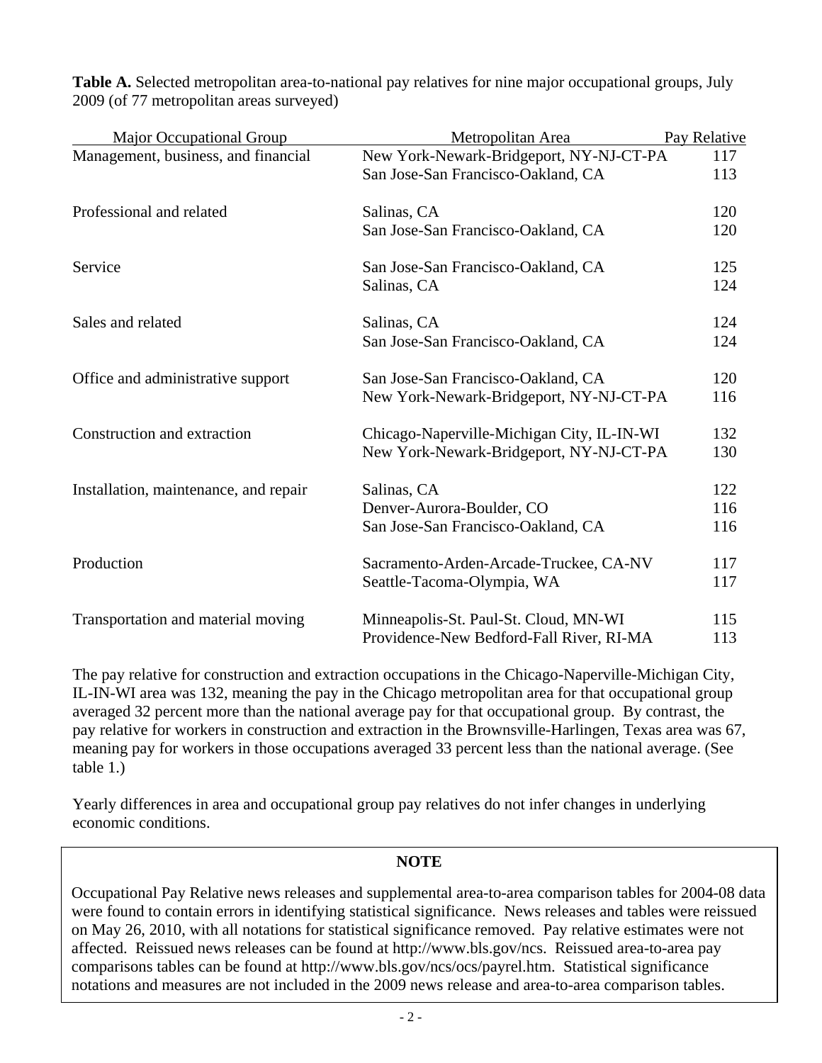**Table A.** Selected metropolitan area-to-national pay relatives for nine major occupational groups, July 2009 (of 77 metropolitan areas surveyed)

| Major Occupational Group | Metropolitan Area | Pay Relative |
|---|---|---|
| Management, business, and financial | New York-Newark-Bridgeport, NY-NJ-CT-PA | 117 |
| | San Jose-San Francisco-Oakland, CA | 113 |
| Professional and related | Salinas, CA | 120 |
| | San Jose-San Francisco-Oakland, CA | 120 |
| Service | San Jose-San Francisco-Oakland, CA | 125 |
| | Salinas, CA | 124 |
| Sales and related | Salinas, CA | 124 |
| | San Jose-San Francisco-Oakland, CA | 124 |
| Office and administrative support | San Jose-San Francisco-Oakland, CA | 120 |
| | New York-Newark-Bridgeport, NY-NJ-CT-PA | 116 |
| Construction and extraction | Chicago-Naperville-Michigan City, IL-IN-WI | 132 |
| | New York-Newark-Bridgeport, NY-NJ-CT-PA | 130 |
| Installation, maintenance, and repair | Salinas, CA | 122 |
| | Denver-Aurora-Boulder, CO | 116 |
| | San Jose-San Francisco-Oakland, CA | 116 |
| Production | Sacramento-Arden-Arcade-Truckee, CA-NV | 117 |
| | Seattle-Tacoma-Olympia, WA | 117 |
| Transportation and material moving | Minneapolis-St. Paul-St. Cloud, MN-WI | 115 |
| | Providence-New Bedford-Fall River, RI-MA | 113 |

The pay relative for construction and extraction occupations in the Chicago-Naperville-Michigan City, IL-IN-WI area was 132, meaning the pay in the Chicago metropolitan area for that occupational group averaged 32 percent more than the national average pay for that occupational group. By contrast, the pay relative for workers in construction and extraction in the Brownsville-Harlingen, Texas area was 67, meaning pay for workers in those occupations averaged 33 percent less than the national average. (See table 1.)

Yearly differences in area and occupational group pay relatives do not infer changes in underlying economic conditions.

**NOTE**

Occupational Pay Relative news releases and supplemental area-to-area comparison tables for 2004-08 data were found to contain errors in identifying statistical significance. News releases and tables were reissued on May 26, 2010, with all notations for statistical significance removed. Pay relative estimates were not affected. Reissued news releases can be found at http://www.bls.gov/ncs. Reissued area-to-area pay comparisons tables can be found at http://www.bls.gov/ncs/ocs/payrel.htm. Statistical significance notations and measures are not included in the 2009 news release and area-to-area comparison tables.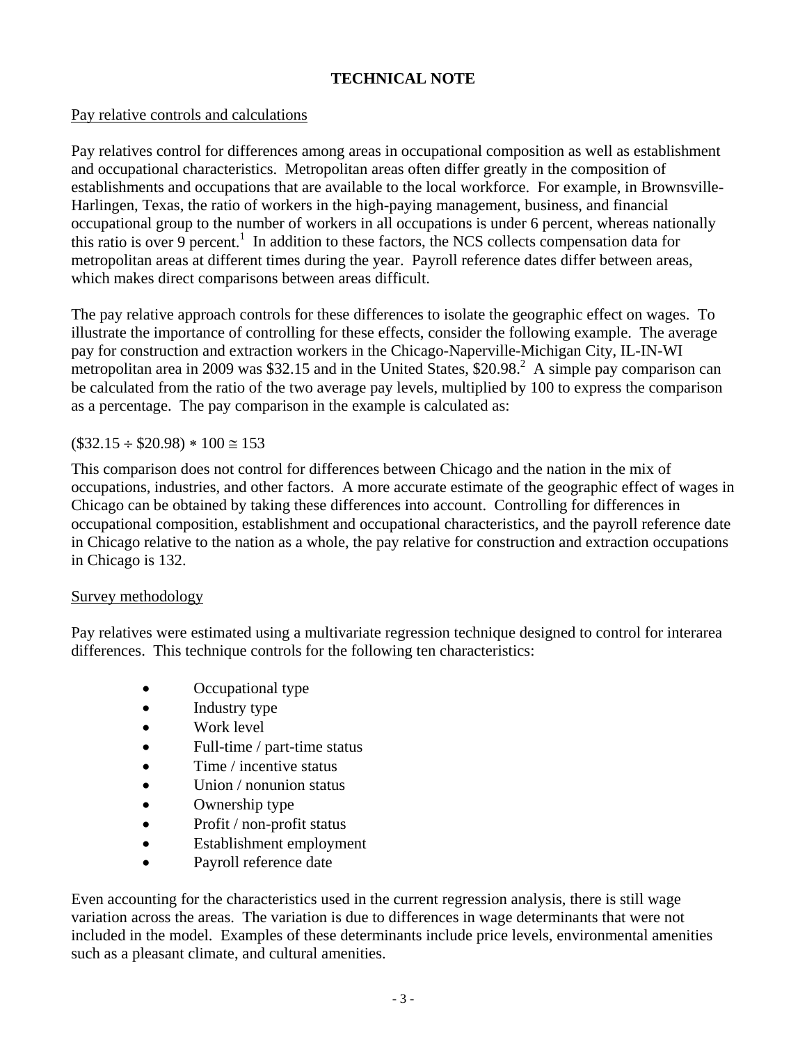**TECHNICAL NOTE**

Pay relative controls and calculations

Pay relatives control for differences among areas in occupational composition as well as establishment and occupational characteristics. Metropolitan areas often differ greatly in the composition of establishments and occupations that are available to the local workforce. For example, in Brownsville-Harlingen, Texas, the ratio of workers in the high-paying management, business, and financial occupational group to the number of workers in all occupations is under 6 percent, whereas nationally this ratio is over 9 percent.[1] In addition to these factors, the NCS collects compensation data for metropolitan areas at different times during the year. Payroll reference dates differ between areas, which makes direct comparisons between areas difficult.

The pay relative approach controls for these differences to isolate the geographic effect on wages. To illustrate the importance of controlling for these effects, consider the following example. The average pay for construction and extraction workers in the Chicago-Naperville-Michigan City, IL-IN-WI metropolitan area in 2009 was $32.15 and in the United States, $20.98.[2] A simple pay comparison can be calculated from the ratio of the two average pay levels, multiplied by 100 to express the comparison as a percentage. The pay comparison in the example is calculated as:

$(\$32.15 \div \$20.98) * 100 \cong 153$

This comparison does not control for differences between Chicago and the nation in the mix of occupations, industries, and other factors. A more accurate estimate of the geographic effect of wages in Chicago can be obtained by taking these differences into account. Controlling for differences in occupational composition, establishment and occupational characteristics, and the payroll reference date in Chicago relative to the nation as a whole, the pay relative for construction and extraction occupations in Chicago is 132.

Survey methodology

Pay relatives were estimated using a multivariate regression technique designed to control for interarea differences. This technique controls for the following ten characteristics:

- Occupational type
- Industry type
- Work level
- Full-time / part-time status
- Time / incentive status
- Union / nonunion status
- Ownership type
- Profit / non-profit status
- Establishment employment
- Payroll reference date

Even accounting for the characteristics used in the current regression analysis, there is still wage variation across the areas. The variation is due to differences in wage determinants that were not included in the model. Examples of these determinants include price levels, environmental amenities such as a pleasant climate, and cultural amenities.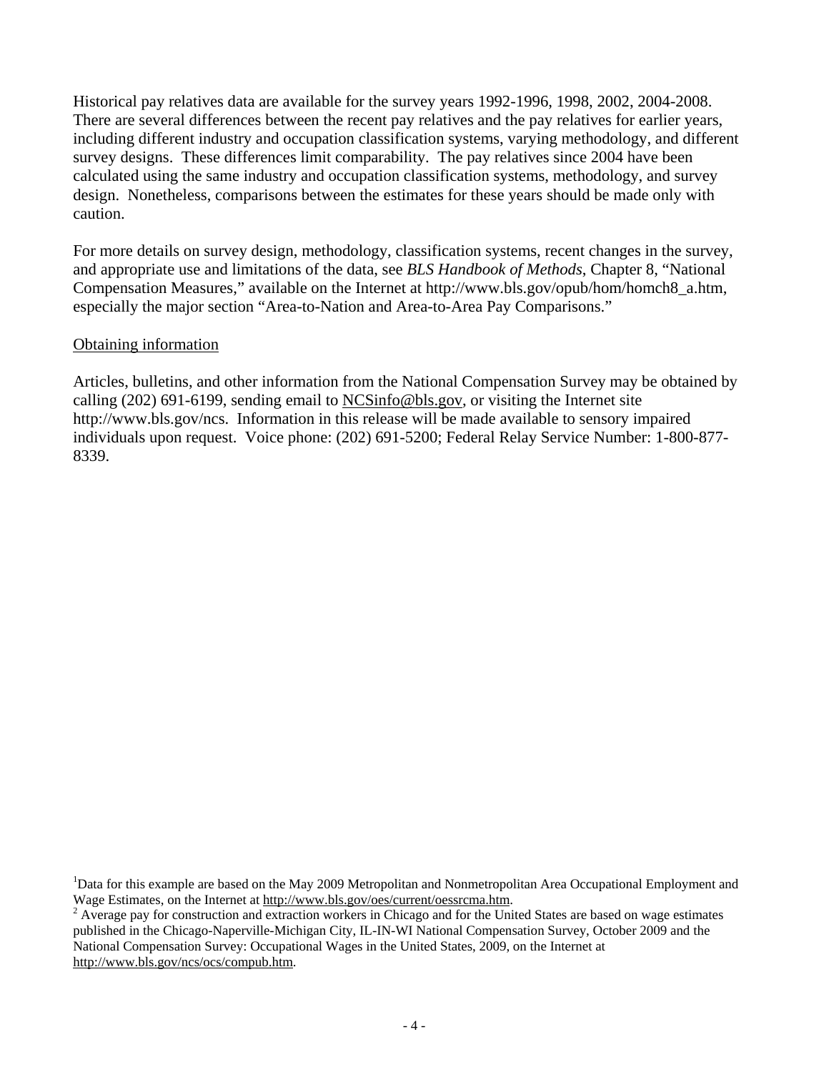Historical pay relatives data are available for the survey years 1992-1996, 1998, 2002, 2004-2008. There are several differences between the recent pay relatives and the pay relatives for earlier years, including different industry and occupation classification systems, varying methodology, and different survey designs. These differences limit comparability. The pay relatives since 2004 have been calculated using the same industry and occupation classification systems, methodology, and survey design. Nonetheless, comparisons between the estimates for these years should be made only with caution.

For more details on survey design, methodology, classification systems, recent changes in the survey, and appropriate use and limitations of the data, see *BLS Handbook of Methods*, Chapter 8, "National Compensation Measures," available on the Internet at http://www.bls.gov/opub/hom/homch8_a.htm, especially the major section "Area-to-Nation and Area-to-Area Pay Comparisons."

<u>Obtaining information</u>

Articles, bulletins, and other information from the National Compensation Survey may be obtained by calling (202) 691-6199, sending email to NCSinfo@bls.gov, or visiting the Internet site http://www.bls.gov/ncs. Information in this release will be made available to sensory impaired individuals upon request. Voice phone: (202) 691-5200; Federal Relay Service Number: 1-800-877-8339.

---

[1] Data for this example are based on the May 2009 Metropolitan and Nonmetropolitan Area Occupational Employment and Wage Estimates, on the Internet at http://www.bls.gov/oes/current/oessrcma.htm.

[2] Average pay for construction and extraction workers in Chicago and for the United States are based on wage estimates published in the Chicago-Naperville-Michigan City, IL-IN-WI National Compensation Survey, October 2009 and the National Compensation Survey: Occupational Wages in the United States, 2009, on the Internet at http://www.bls.gov/ncs/ocs/compub.htm.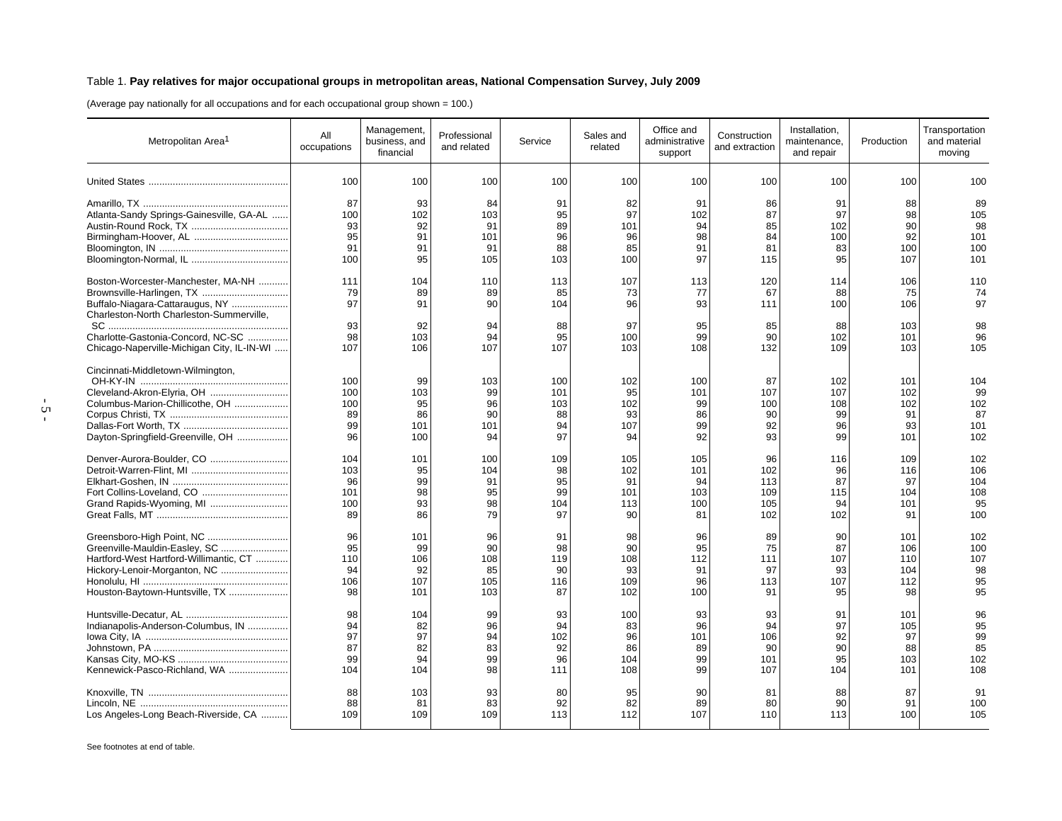Table 1. **Pay relatives for major occupational groups in metropolitan areas, National Compensation Survey, July 2009**

(Average pay nationally for all occupations and for each occupational group shown = 100.)

| Metropolitan Area[1] | All occupations | Management, business, and financial | Professional and related | Service | Sales and related | Office and administrative support | Construction and extraction | Installation, maintenance, and repair | Production | Transportation and material moving |
|---|---|---|---|---|---|---|---|---|---|---|
| United States | 100 | 100 | 100 | 100 | 100 | 100 | 100 | 100 | 100 | 100 |
| Amarillo, TX | 87 | 93 | 84 | 91 | 82 | 91 | 86 | 91 | 88 | 89 |
| Atlanta-Sandy Springs-Gainesville, GA-AL | 100 | 102 | 103 | 95 | 97 | 102 | 87 | 97 | 98 | 105 |
| Austin-Round Rock, TX | 93 | 92 | 91 | 89 | 101 | 94 | 85 | 102 | 90 | 98 |
| Birmingham-Hoover, AL | 95 | 91 | 101 | 96 | 96 | 98 | 84 | 100 | 92 | 101 |
| Bloomington, IN | 91 | 91 | 91 | 88 | 85 | 91 | 81 | 83 | 100 | 100 |
| Bloomington-Normal, IL | 100 | 95 | 105 | 103 | 100 | 97 | 115 | 95 | 107 | 101 |
| Boston-Worcester-Manchester, MA-NH | 111 | 104 | 110 | 113 | 107 | 113 | 120 | 114 | 106 | 110 |
| Brownsville-Harlingen, TX | 79 | 89 | 89 | 85 | 73 | 77 | 67 | 88 | 75 | 74 |
| Buffalo-Niagara-Cattaraugus, NY | 97 | 91 | 90 | 104 | 96 | 93 | 111 | 100 | 106 | 97 |
| Charleston-North Charleston-Summerville, SC | 93 | 92 | 94 | 88 | 97 | 95 | 85 | 88 | 103 | 98 |
| Charlotte-Gastonia-Concord, NC-SC | 98 | 103 | 94 | 95 | 100 | 99 | 90 | 102 | 101 | 96 |
| Chicago-Naperville-Michigan City, IL-IN-WI | 107 | 106 | 107 | 107 | 103 | 108 | 132 | 109 | 103 | 105 |
| Cincinnati-Middletown-Wilmington, OH-KY-IN | 100 | 99 | 103 | 100 | 102 | 100 | 87 | 102 | 101 | 104 |
| Cleveland-Akron-Elyria, OH | 100 | 103 | 99 | 101 | 95 | 101 | 107 | 107 | 102 | 99 |
| Columbus-Marion-Chillicothe, OH | 100 | 95 | 96 | 103 | 102 | 99 | 100 | 108 | 102 | 102 |
| Corpus Christi, TX | 89 | 86 | 90 | 88 | 93 | 86 | 90 | 99 | 91 | 87 |
| Dallas-Fort Worth, TX | 99 | 101 | 101 | 94 | 107 | 99 | 92 | 96 | 93 | 101 |
| Dayton-Springfield-Greenville, OH | 96 | 100 | 94 | 97 | 94 | 92 | 93 | 99 | 101 | 102 |
| Denver-Aurora-Boulder, CO | 104 | 101 | 100 | 109 | 105 | 105 | 96 | 116 | 109 | 102 |
| Detroit-Warren-Flint, MI | 103 | 95 | 104 | 98 | 102 | 101 | 102 | 96 | 116 | 106 |
| Elkhart-Goshen, IN | 96 | 99 | 91 | 95 | 91 | 94 | 113 | 87 | 97 | 104 |
| Fort Collins-Loveland, CO | 101 | 98 | 95 | 99 | 101 | 103 | 109 | 115 | 104 | 108 |
| Grand Rapids-Wyoming, MI | 100 | 93 | 98 | 104 | 113 | 100 | 105 | 94 | 101 | 95 |
| Great Falls, MT | 89 | 86 | 79 | 97 | 90 | 81 | 102 | 102 | 91 | 100 |
| Greensboro-High Point, NC | 96 | 101 | 96 | 91 | 98 | 96 | 89 | 90 | 101 | 102 |
| Greenville-Mauldin-Easley, SC | 95 | 99 | 90 | 98 | 90 | 95 | 75 | 87 | 106 | 100 |
| Hartford-West Hartford-Willimantic, CT | 110 | 106 | 108 | 119 | 108 | 112 | 111 | 107 | 110 | 107 |
| Hickory-Lenoir-Morganton, NC | 94 | 92 | 85 | 90 | 93 | 91 | 97 | 93 | 104 | 98 |
| Honolulu, HI | 106 | 107 | 105 | 116 | 109 | 96 | 113 | 107 | 112 | 95 |
| Houston-Baytown-Huntsville, TX | 98 | 101 | 103 | 87 | 102 | 100 | 91 | 95 | 98 | 95 |
| Huntsville-Decatur, AL | 98 | 104 | 99 | 93 | 100 | 93 | 93 | 91 | 101 | 96 |
| Indianapolis-Anderson-Columbus, IN | 94 | 82 | 96 | 94 | 83 | 96 | 94 | 97 | 105 | 95 |
| Iowa City, IA | 97 | 97 | 94 | 102 | 96 | 101 | 106 | 92 | 97 | 99 |
| Johnstown, PA | 87 | 82 | 83 | 92 | 86 | 89 | 90 | 90 | 88 | 85 |
| Kansas City, MO-KS | 99 | 94 | 99 | 96 | 104 | 99 | 101 | 95 | 103 | 102 |
| Kennewick-Pasco-Richland, WA | 104 | 104 | 98 | 111 | 108 | 99 | 107 | 104 | 101 | 108 |
| Knoxville, TN | 88 | 103 | 93 | 80 | 95 | 90 | 81 | 88 | 87 | 91 |
| Lincoln, NE | 88 | 81 | 83 | 92 | 82 | 89 | 80 | 90 | 91 | 100 |
| Los Angeles-Long Beach-Riverside, CA | 109 | 109 | 109 | 113 | 112 | 107 | 110 | 113 | 100 | 105 |

See footnotes at end of table.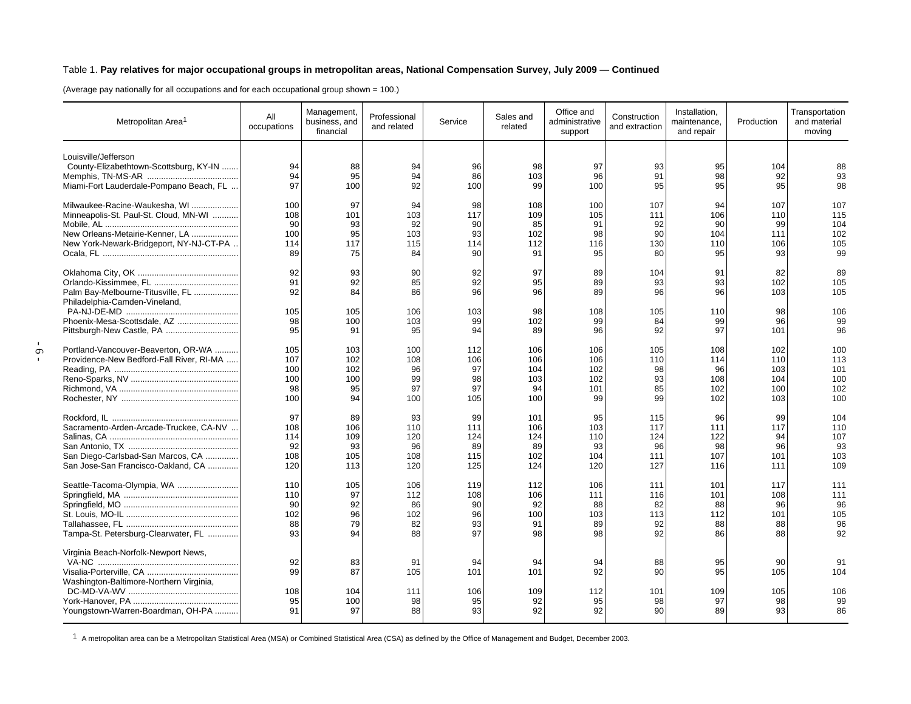Table 1. **Pay relatives for major occupational groups in metropolitan areas, National Compensation Survey, July 2009 — Continued**

(Average pay nationally for all occupations and for each occupational group shown = 100.)

| Metropolitan Area[1] | All occupations | Management, business, and financial | Professional and related | Service | Sales and related | Office and administrative support | Construction and extraction | Installation, maintenance, and repair | Production | Transportation and material moving |
|---|---|---|---|---|---|---|---|---|---|---|
| Louisville/Jefferson County-Elizabethtown-Scottsburg, KY-IN | 94 | 88 | 94 | 96 | 98 | 97 | 93 | 95 | 104 | 88 |
| Memphis, TN-MS-AR | 94 | 95 | 94 | 86 | 103 | 96 | 91 | 98 | 92 | 93 |
| Miami-Fort Lauderdale-Pompano Beach, FL | 97 | 100 | 92 | 100 | 99 | 100 | 95 | 95 | 95 | 98 |
| Milwaukee-Racine-Waukesha, WI | 100 | 97 | 94 | 98 | 108 | 100 | 107 | 94 | 107 | 107 |
| Minneapolis-St. Paul-St. Cloud, MN-WI | 108 | 101 | 103 | 117 | 109 | 105 | 111 | 106 | 110 | 115 |
| Mobile, AL | 90 | 93 | 92 | 90 | 85 | 91 | 92 | 90 | 99 | 104 |
| New Orleans-Metairie-Kenner, LA | 100 | 95 | 103 | 93 | 102 | 98 | 90 | 104 | 111 | 102 |
| New York-Newark-Bridgeport, NY-NJ-CT-PA | 114 | 117 | 115 | 114 | 112 | 116 | 130 | 110 | 106 | 105 |
| Ocala, FL | 89 | 75 | 84 | 90 | 91 | 95 | 80 | 95 | 93 | 99 |
| Oklahoma City, OK | 92 | 93 | 90 | 92 | 97 | 89 | 104 | 91 | 82 | 89 |
| Orlando-Kissimmee, FL | 91 | 92 | 85 | 92 | 95 | 89 | 93 | 93 | 102 | 105 |
| Palm Bay-Melbourne-Titusville, FL | 92 | 84 | 86 | 96 | 96 | 89 | 96 | 96 | 103 | 105 |
| Philadelphia-Camden-Vineland, PA-NJ-DE-MD | 105 | 105 | 106 | 103 | 98 | 108 | 105 | 110 | 98 | 106 |
| Phoenix-Mesa-Scottsdale, AZ | 98 | 100 | 103 | 99 | 102 | 99 | 84 | 99 | 96 | 99 |
| Pittsburgh-New Castle, PA | 95 | 91 | 95 | 94 | 89 | 96 | 92 | 97 | 101 | 96 |
| Portland-Vancouver-Beaverton, OR-WA | 105 | 103 | 100 | 112 | 106 | 106 | 105 | 108 | 102 | 100 |
| Providence-New Bedford-Fall River, RI-MA | 107 | 102 | 108 | 106 | 106 | 106 | 110 | 114 | 110 | 113 |
| Reading, PA | 100 | 102 | 96 | 97 | 104 | 102 | 98 | 96 | 103 | 101 |
| Reno-Sparks, NV | 100 | 100 | 99 | 98 | 103 | 102 | 93 | 108 | 104 | 100 |
| Richmond, VA | 98 | 95 | 97 | 97 | 94 | 101 | 85 | 102 | 100 | 102 |
| Rochester, NY | 100 | 94 | 100 | 105 | 100 | 99 | 99 | 102 | 103 | 100 |
| Rockford, IL | 97 | 89 | 93 | 99 | 101 | 95 | 115 | 96 | 99 | 104 |
| Sacramento-Arden-Arcade-Truckee, CA-NV | 108 | 106 | 110 | 111 | 106 | 103 | 117 | 111 | 117 | 110 |
| Salinas, CA | 114 | 109 | 120 | 124 | 124 | 110 | 124 | 122 | 94 | 107 |
| San Antonio, TX | 92 | 93 | 96 | 89 | 89 | 93 | 96 | 98 | 96 | 93 |
| San Diego-Carlsbad-San Marcos, CA | 108 | 105 | 108 | 115 | 102 | 104 | 111 | 107 | 101 | 103 |
| San Jose-San Francisco-Oakland, CA | 120 | 113 | 120 | 125 | 124 | 120 | 127 | 116 | 111 | 109 |
| Seattle-Tacoma-Olympia, WA | 110 | 105 | 106 | 119 | 112 | 106 | 111 | 101 | 117 | 111 |
| Springfield, MA | 110 | 97 | 112 | 108 | 106 | 111 | 116 | 101 | 108 | 111 |
| Springfield, MO | 90 | 92 | 86 | 90 | 92 | 88 | 82 | 88 | 96 | 96 |
| St. Louis, MO-IL | 102 | 96 | 102 | 96 | 100 | 103 | 113 | 112 | 101 | 105 |
| Tallahassee, FL | 88 | 79 | 82 | 93 | 91 | 89 | 92 | 88 | 88 | 96 |
| Tampa-St. Petersburg-Clearwater, FL | 93 | 94 | 88 | 97 | 98 | 98 | 92 | 86 | 88 | 92 |
| Virginia Beach-Norfolk-Newport News, VA-NC | 92 | 83 | 91 | 94 | 94 | 94 | 88 | 95 | 90 | 91 |
| Visalia-Porterville, CA | 99 | 87 | 105 | 101 | 101 | 92 | 90 | 95 | 105 | 104 |
| Washington-Baltimore-Northern Virginia, DC-MD-VA-WV | 108 | 104 | 111 | 106 | 109 | 112 | 101 | 109 | 105 | 106 |
| York-Hanover, PA | 95 | 100 | 98 | 95 | 92 | 95 | 98 | 97 | 98 | 99 |
| Youngstown-Warren-Boardman, OH-PA | 91 | 97 | 88 | 93 | 92 | 92 | 90 | 89 | 93 | 86 |

[1] A metropolitan area can be a Metropolitan Statistical Area (MSA) or Combined Statistical Area (CSA) as defined by the Office of Management and Budget, December 2003.